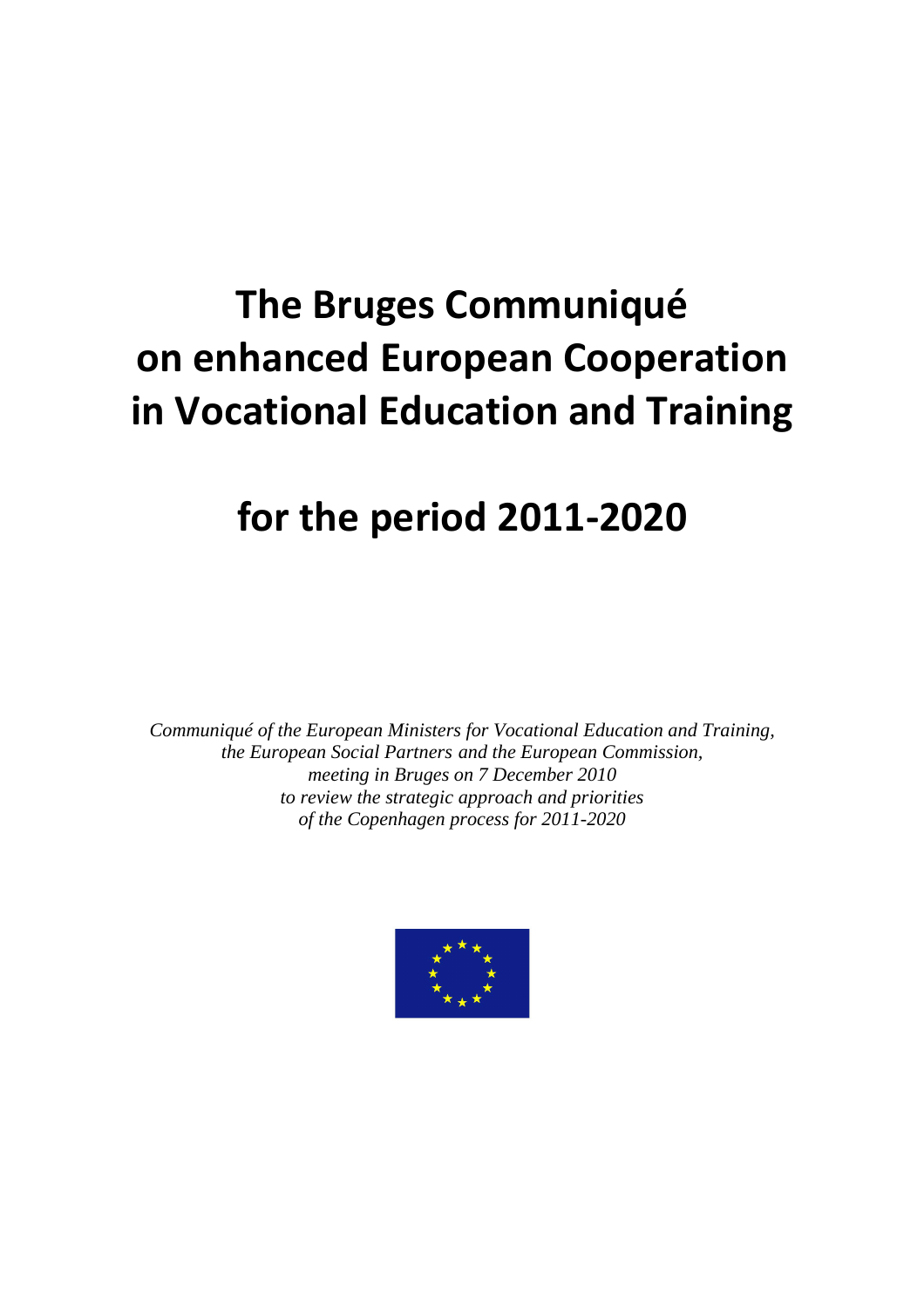# The Bruges Communiqué on enhanced European Cooperation in Vocational Education and Training

# for the period 2011-2020

*Communiqué of the European Ministers for Vocational Education and Training,*
*the European Social Partners and the European Commission,*
*meeting in Bruges on 7 December 2010*
*to review the strategic approach and priorities*
*of the Copenhagen process for 2011-2020*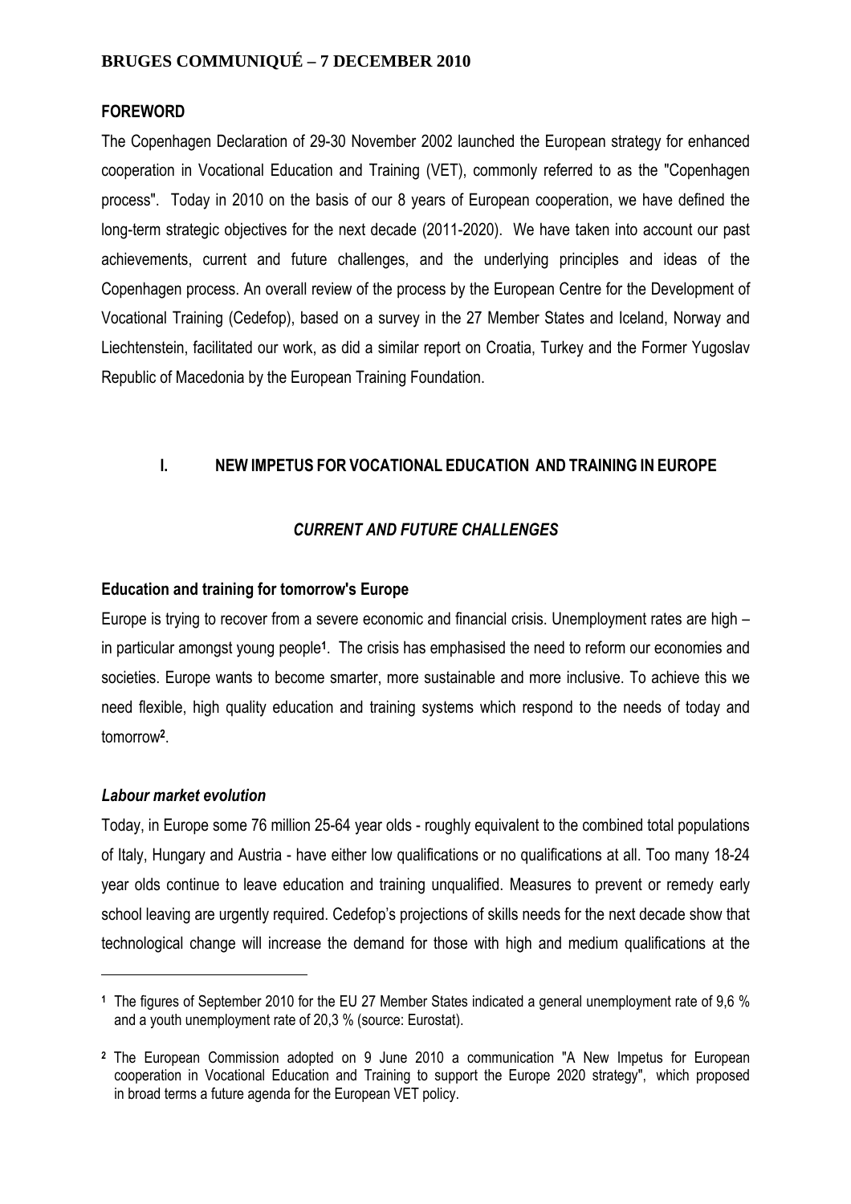# BRUGES COMMUNIQUÉ – 7 DECEMBER 2010

## FOREWORD

The Copenhagen Declaration of 29-30 November 2002 launched the European strategy for enhanced cooperation in Vocational Education and Training (VET), commonly referred to as the "Copenhagen process". Today in 2010 on the basis of our 8 years of European cooperation, we have defined the long-term strategic objectives for the next decade (2011-2020). We have taken into account our past achievements, current and future challenges, and the underlying principles and ideas of the Copenhagen process. An overall review of the process by the European Centre for the Development of Vocational Training (Cedefop), based on a survey in the 27 Member States and Iceland, Norway and Liechtenstein, facilitated our work, as did a similar report on Croatia, Turkey and the Former Yugoslav Republic of Macedonia by the European Training Foundation.

## I. NEW IMPETUS FOR VOCATIONAL EDUCATION AND TRAINING IN EUROPE

### *CURRENT AND FUTURE CHALLENGES*

**Education and training for tomorrow's Europe**

Europe is trying to recover from a severe economic and financial crisis. Unemployment rates are high – in particular amongst young people[1]. The crisis has emphasised the need to reform our economies and societies. Europe wants to become smarter, more sustainable and more inclusive. To achieve this we need flexible, high quality education and training systems which respond to the needs of today and tomorrow[2].

***Labour market evolution***

Today, in Europe some 76 million 25-64 year olds - roughly equivalent to the combined total populations of Italy, Hungary and Austria - have either low qualifications or no qualifications at all. Too many 18-24 year olds continue to leave education and training unqualified. Measures to prevent or remedy early school leaving are urgently required. Cedefop's projections of skills needs for the next decade show that technological change will increase the demand for those with high and medium qualifications at the

---

[1] The figures of September 2010 for the EU 27 Member States indicated a general unemployment rate of 9,6 % and a youth unemployment rate of 20,3 % (source: Eurostat).

[2] The European Commission adopted on 9 June 2010 a communication "A New Impetus for European cooperation in Vocational Education and Training to support the Europe 2020 strategy", which proposed in broad terms a future agenda for the European VET policy.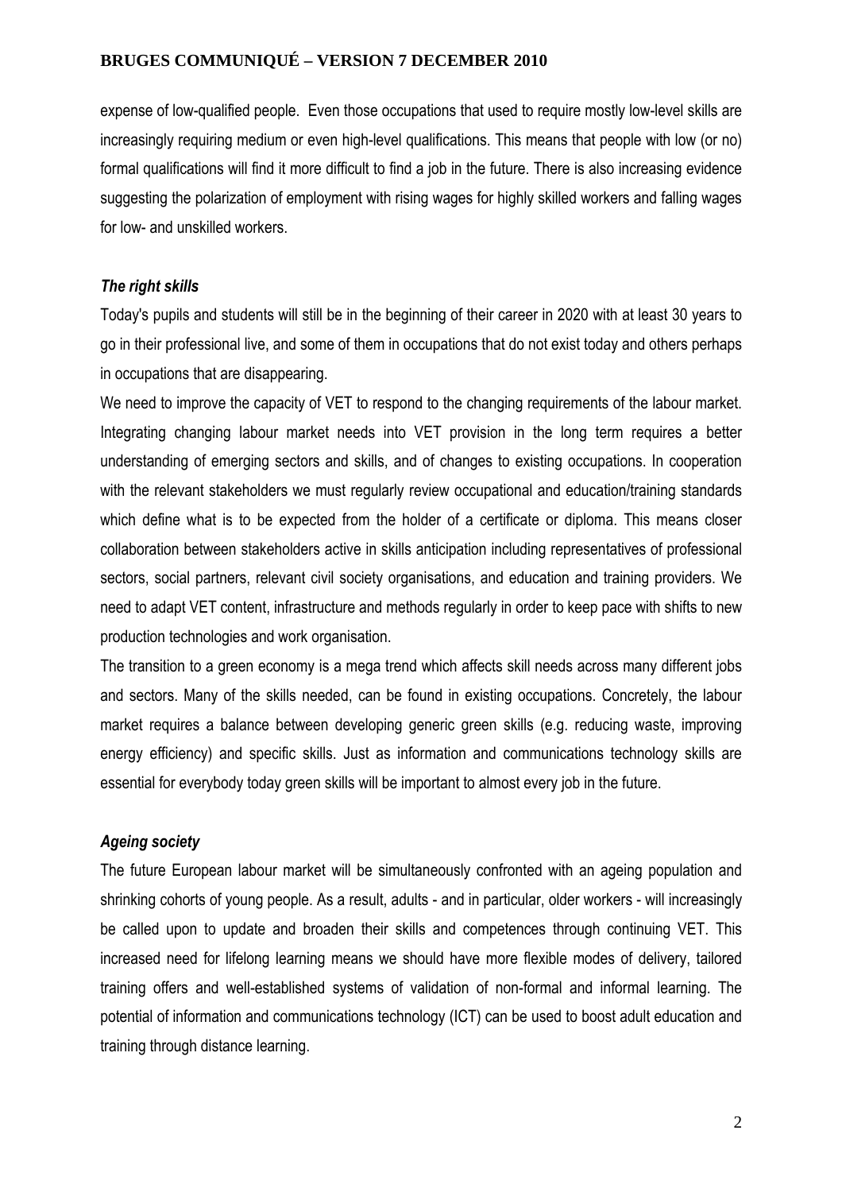expense of low-qualified people. Even those occupations that used to require mostly low-level skills are increasingly requiring medium or even high-level qualifications. This means that people with low (or no) formal qualifications will find it more difficult to find a job in the future. There is also increasing evidence suggesting the polarization of employment with rising wages for highly skilled workers and falling wages for low- and unskilled workers.

***The right skills***

Today's pupils and students will still be in the beginning of their career in 2020 with at least 30 years to go in their professional live, and some of them in occupations that do not exist today and others perhaps in occupations that are disappearing.

We need to improve the capacity of VET to respond to the changing requirements of the labour market. Integrating changing labour market needs into VET provision in the long term requires a better understanding of emerging sectors and skills, and of changes to existing occupations. In cooperation with the relevant stakeholders we must regularly review occupational and education/training standards which define what is to be expected from the holder of a certificate or diploma. This means closer collaboration between stakeholders active in skills anticipation including representatives of professional sectors, social partners, relevant civil society organisations, and education and training providers. We need to adapt VET content, infrastructure and methods regularly in order to keep pace with shifts to new production technologies and work organisation.

The transition to a green economy is a mega trend which affects skill needs across many different jobs and sectors. Many of the skills needed, can be found in existing occupations. Concretely, the labour market requires a balance between developing generic green skills (e.g. reducing waste, improving energy efficiency) and specific skills. Just as information and communications technology skills are essential for everybody today green skills will be important to almost every job in the future.

***Ageing society***

The future European labour market will be simultaneously confronted with an ageing population and shrinking cohorts of young people. As a result, adults - and in particular, older workers - will increasingly be called upon to update and broaden their skills and competences through continuing VET. This increased need for lifelong learning means we should have more flexible modes of delivery, tailored training offers and well-established systems of validation of non-formal and informal learning. The potential of information and communications technology (ICT) can be used to boost adult education and training through distance learning.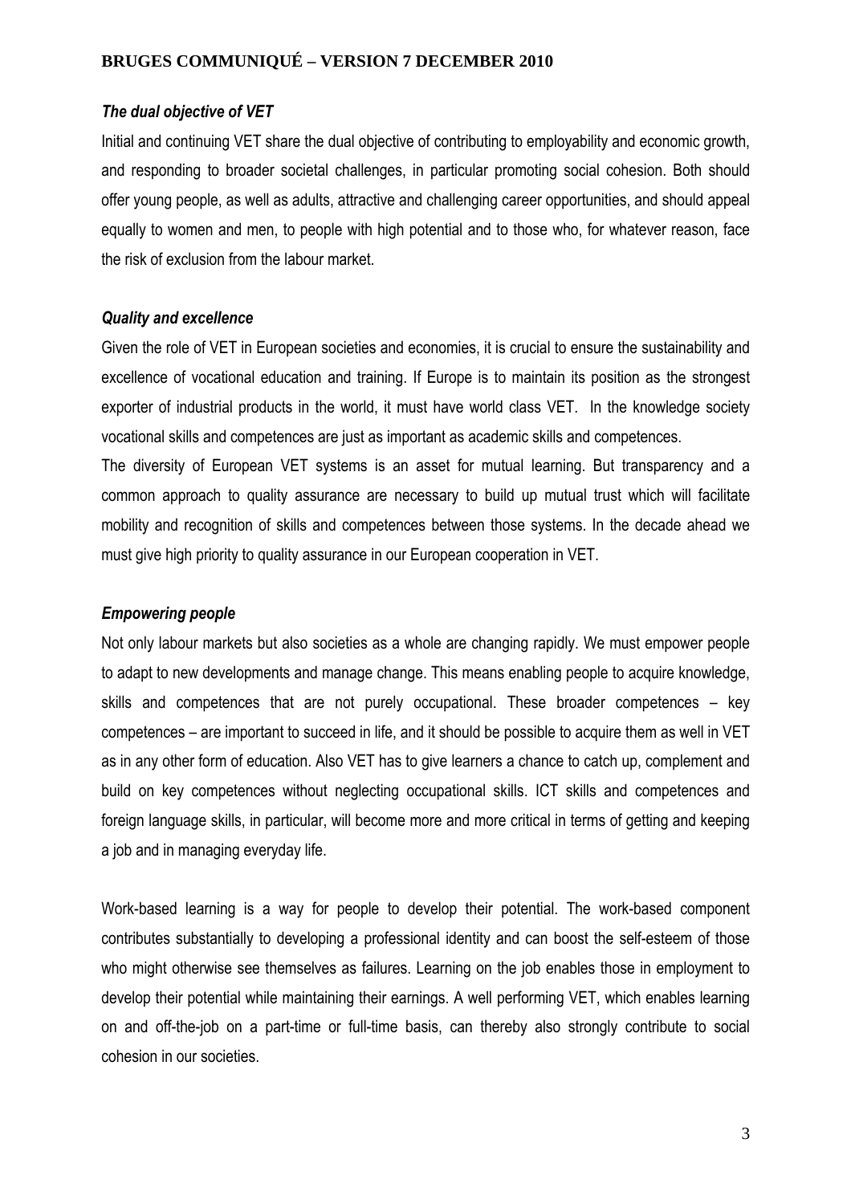### *The dual objective of VET*

Initial and continuing VET share the dual objective of contributing to employability and economic growth, and responding to broader societal challenges, in particular promoting social cohesion. Both should offer young people, as well as adults, attractive and challenging career opportunities, and should appeal equally to women and men, to people with high potential and to those who, for whatever reason, face the risk of exclusion from the labour market.

### *Quality and excellence*

Given the role of VET in European societies and economies, it is crucial to ensure the sustainability and excellence of vocational education and training. If Europe is to maintain its position as the strongest exporter of industrial products in the world, it must have world class VET. In the knowledge society vocational skills and competences are just as important as academic skills and competences.

The diversity of European VET systems is an asset for mutual learning. But transparency and a common approach to quality assurance are necessary to build up mutual trust which will facilitate mobility and recognition of skills and competences between those systems. In the decade ahead we must give high priority to quality assurance in our European cooperation in VET.

### *Empowering people*

Not only labour markets but also societies as a whole are changing rapidly. We must empower people to adapt to new developments and manage change. This means enabling people to acquire knowledge, skills and competences that are not purely occupational. These broader competences – key competences – are important to succeed in life, and it should be possible to acquire them as well in VET as in any other form of education. Also VET has to give learners a chance to catch up, complement and build on key competences without neglecting occupational skills. ICT skills and competences and foreign language skills, in particular, will become more and more critical in terms of getting and keeping a job and in managing everyday life.

Work-based learning is a way for people to develop their potential. The work-based component contributes substantially to developing a professional identity and can boost the self-esteem of those who might otherwise see themselves as failures. Learning on the job enables those in employment to develop their potential while maintaining their earnings. A well performing VET, which enables learning on and off-the-job on a part-time or full-time basis, can thereby also strongly contribute to social cohesion in our societies.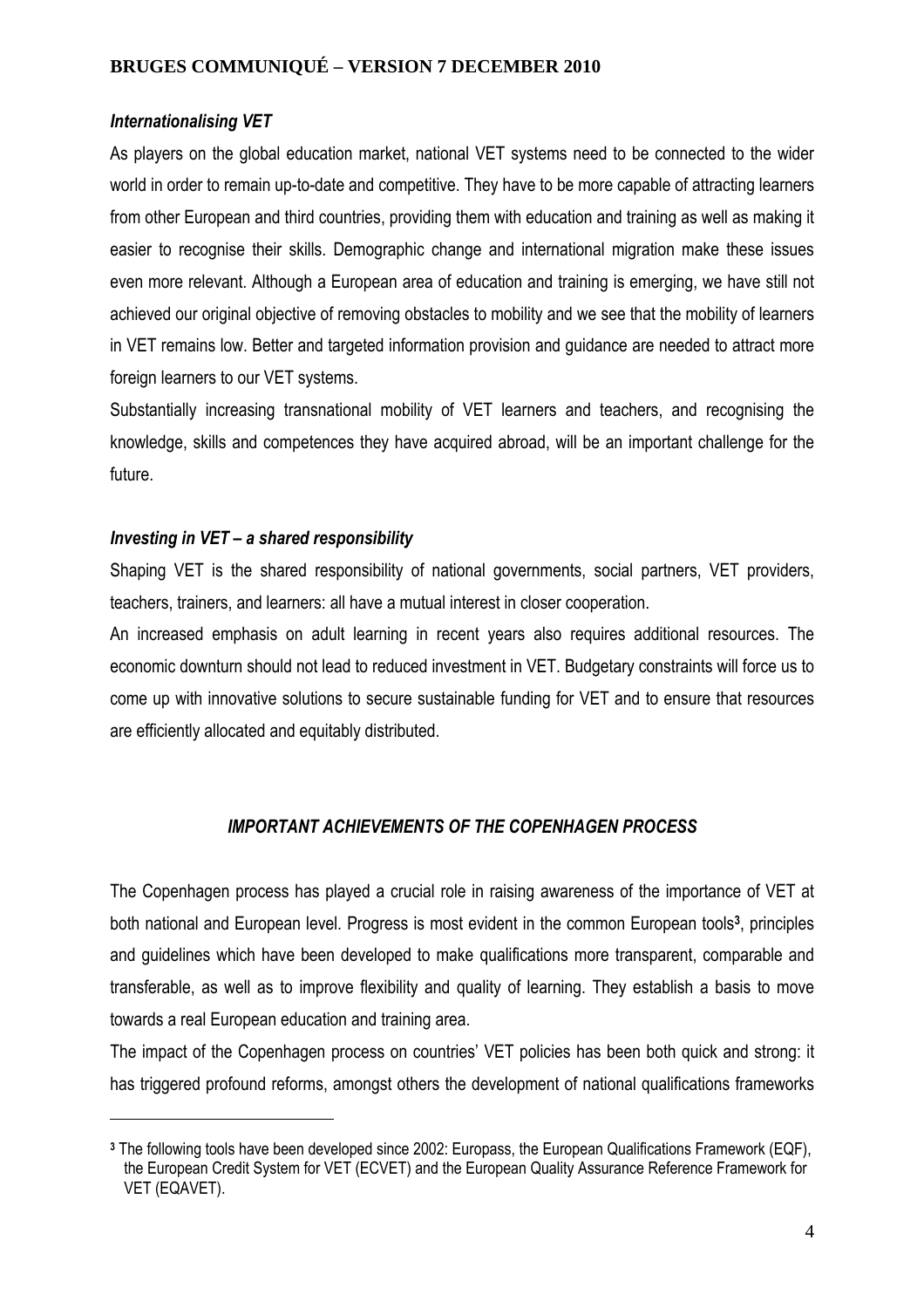### *Internationalising VET*

As players on the global education market, national VET systems need to be connected to the wider world in order to remain up-to-date and competitive. They have to be more capable of attracting learners from other European and third countries, providing them with education and training as well as making it easier to recognise their skills. Demographic change and international migration make these issues even more relevant. Although a European area of education and training is emerging, we have still not achieved our original objective of removing obstacles to mobility and we see that the mobility of learners in VET remains low. Better and targeted information provision and guidance are needed to attract more foreign learners to our VET systems.

Substantially increasing transnational mobility of VET learners and teachers, and recognising the knowledge, skills and competences they have acquired abroad, will be an important challenge for the future.

### *Investing in VET – a shared responsibility*

Shaping VET is the shared responsibility of national governments, social partners, VET providers, teachers, trainers, and learners: all have a mutual interest in closer cooperation.

An increased emphasis on adult learning in recent years also requires additional resources. The economic downturn should not lead to reduced investment in VET. Budgetary constraints will force us to come up with innovative solutions to secure sustainable funding for VET and to ensure that resources are efficiently allocated and equitably distributed.

## *IMPORTANT ACHIEVEMENTS OF THE COPENHAGEN PROCESS*

The Copenhagen process has played a crucial role in raising awareness of the importance of VET at both national and European level. Progress is most evident in the common European tools[3], principles and guidelines which have been developed to make qualifications more transparent, comparable and transferable, as well as to improve flexibility and quality of learning. They establish a basis to move towards a real European education and training area.

The impact of the Copenhagen process on countries' VET policies has been both quick and strong: it has triggered profound reforms, amongst others the development of national qualifications frameworks

---

[3] The following tools have been developed since 2002: Europass, the European Qualifications Framework (EQF), the European Credit System for VET (ECVET) and the European Quality Assurance Reference Framework for VET (EQAVET).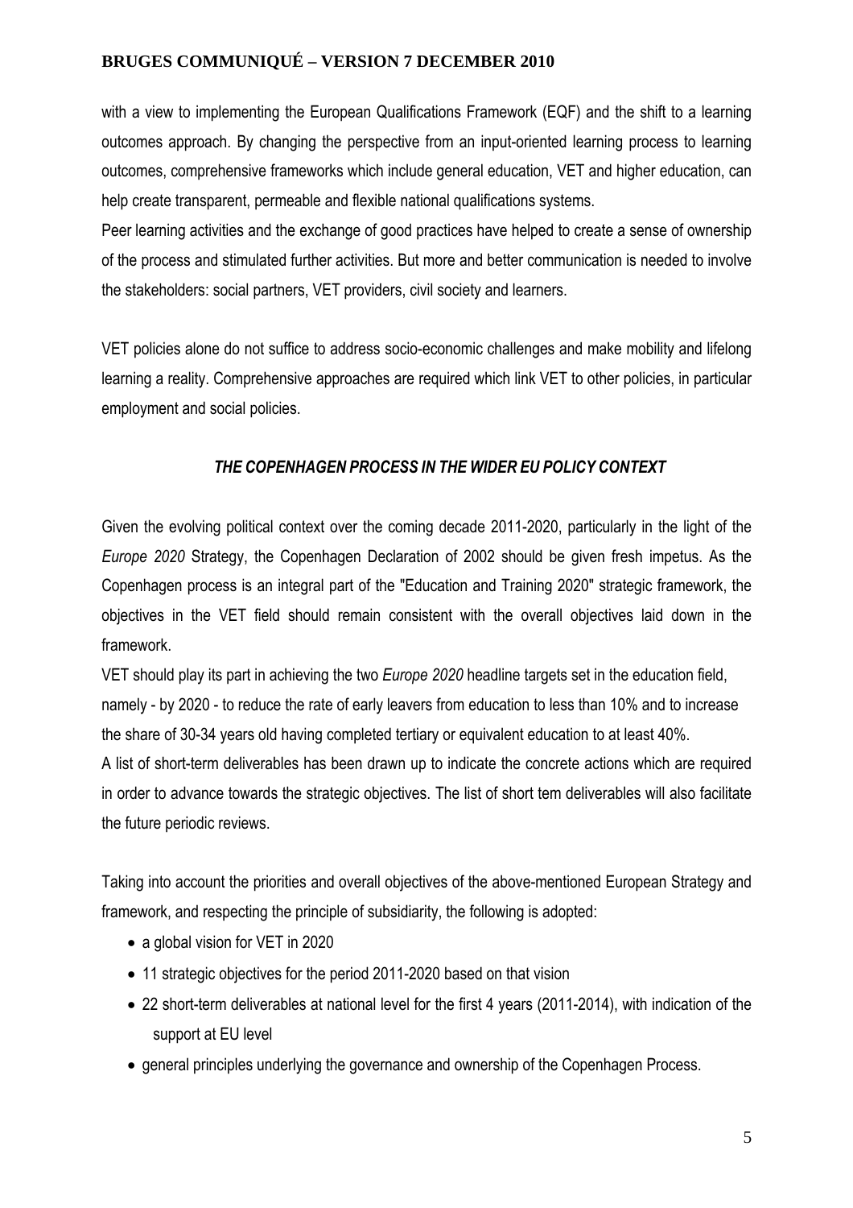with a view to implementing the European Qualifications Framework (EQF) and the shift to a learning outcomes approach. By changing the perspective from an input-oriented learning process to learning outcomes, comprehensive frameworks which include general education, VET and higher education, can help create transparent, permeable and flexible national qualifications systems.
Peer learning activities and the exchange of good practices have helped to create a sense of ownership of the process and stimulated further activities. But more and better communication is needed to involve the stakeholders: social partners, VET providers, civil society and learners.

VET policies alone do not suffice to address socio-economic challenges and make mobility and lifelong learning a reality. Comprehensive approaches are required which link VET to other policies, in particular employment and social policies.

## *THE COPENHAGEN PROCESS IN THE WIDER EU POLICY CONTEXT*

Given the evolving political context over the coming decade 2011-2020, particularly in the light of the *Europe 2020* Strategy, the Copenhagen Declaration of 2002 should be given fresh impetus. As the Copenhagen process is an integral part of the "Education and Training 2020" strategic framework, the objectives in the VET field should remain consistent with the overall objectives laid down in the framework.
VET should play its part in achieving the two *Europe 2020* headline targets set in the education field, namely - by 2020 - to reduce the rate of early leavers from education to less than 10% and to increase the share of 30-34 years old having completed tertiary or equivalent education to at least 40%.
A list of short-term deliverables has been drawn up to indicate the concrete actions which are required in order to advance towards the strategic objectives. The list of short tem deliverables will also facilitate the future periodic reviews.

Taking into account the priorities and overall objectives of the above-mentioned European Strategy and framework, and respecting the principle of subsidiarity, the following is adopted:

- a global vision for VET in 2020
- 11 strategic objectives for the period 2011-2020 based on that vision
- 22 short-term deliverables at national level for the first 4 years (2011-2014), with indication of the support at EU level
- general principles underlying the governance and ownership of the Copenhagen Process.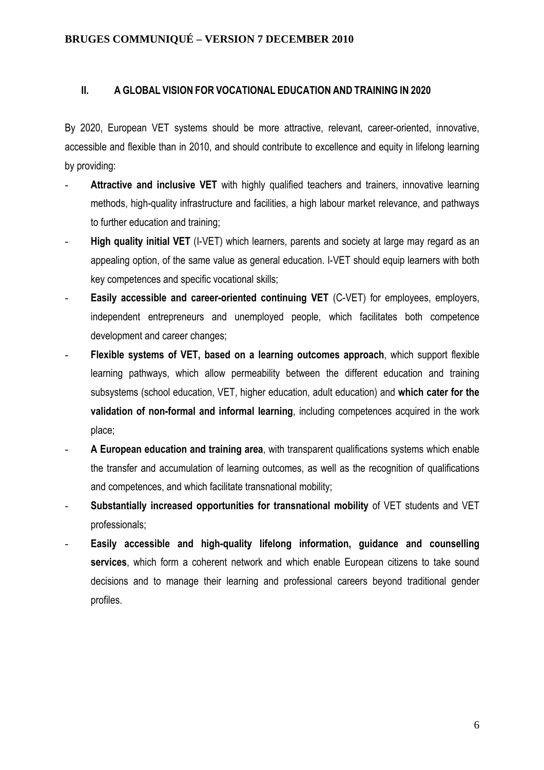## II. A GLOBAL VISION FOR VOCATIONAL EDUCATION AND TRAINING IN 2020

By 2020, European VET systems should be more attractive, relevant, career-oriented, innovative, accessible and flexible than in 2010, and should contribute to excellence and equity in lifelong learning by providing:

- **Attractive and inclusive VET** with highly qualified teachers and trainers, innovative learning methods, high-quality infrastructure and facilities, a high labour market relevance, and pathways to further education and training;
- **High quality initial VET** (I-VET) which learners, parents and society at large may regard as an appealing option, of the same value as general education. I-VET should equip learners with both key competences and specific vocational skills;
- **Easily accessible and career-oriented continuing VET** (C-VET) for employees, employers, independent entrepreneurs and unemployed people, which facilitates both competence development and career changes;
- **Flexible systems of VET, based on a learning outcomes approach**, which support flexible learning pathways, which allow permeability between the different education and training subsystems (school education, VET, higher education, adult education) and **which cater for the validation of non-formal and informal learning**, including competences acquired in the work place;
- **A European education and training area**, with transparent qualifications systems which enable the transfer and accumulation of learning outcomes, as well as the recognition of qualifications and competences, and which facilitate transnational mobility;
- **Substantially increased opportunities for transnational mobility** of VET students and VET professionals;
- **Easily accessible and high-quality lifelong information, guidance and counselling services**, which form a coherent network and which enable European citizens to take sound decisions and to manage their learning and professional careers beyond traditional gender profiles.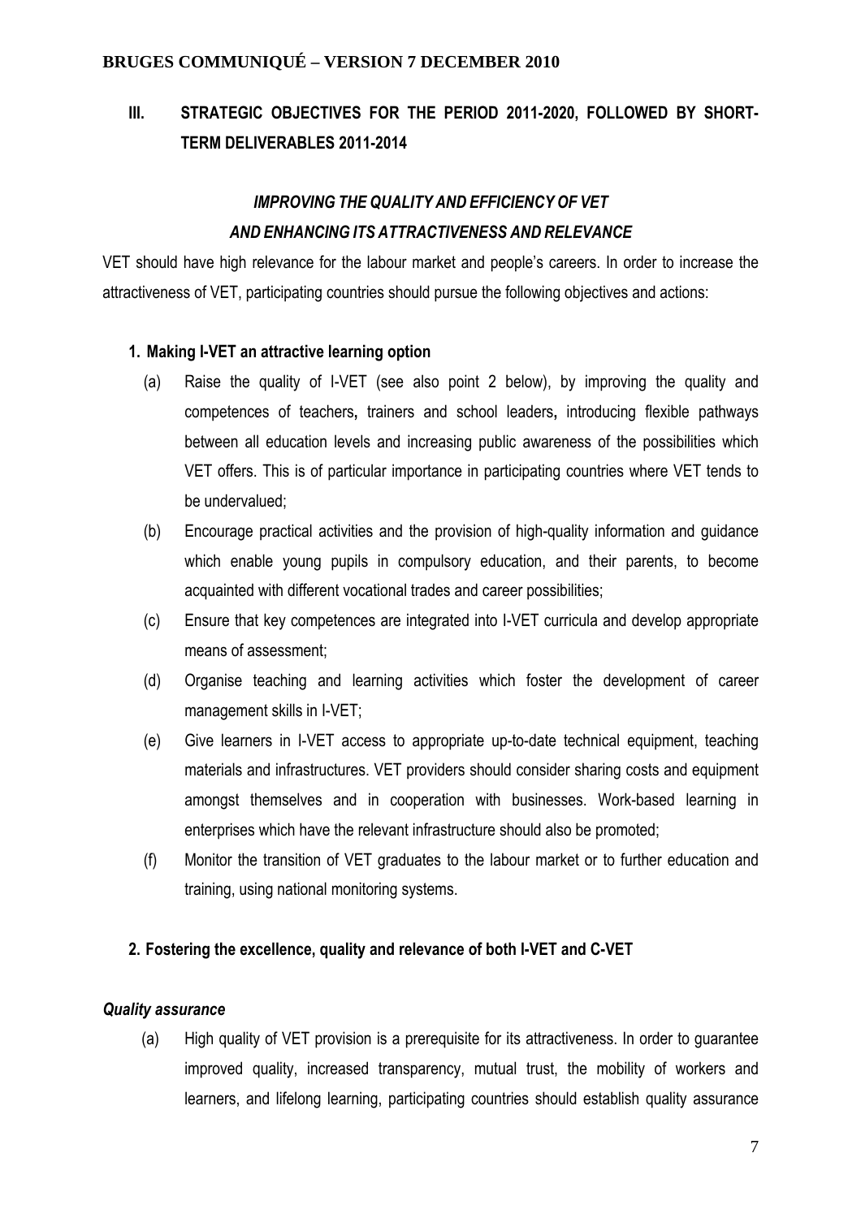## III. STRATEGIC OBJECTIVES FOR THE PERIOD 2011-2020, FOLLOWED BY SHORT-TERM DELIVERABLES 2011-2014

### *IMPROVING THE QUALITY AND EFFICIENCY OF VET AND ENHANCING ITS ATTRACTIVENESS AND RELEVANCE*

VET should have high relevance for the labour market and people's careers. In order to increase the attractiveness of VET, participating countries should pursue the following objectives and actions:

**1. Making I-VET an attractive learning option**

(a) Raise the quality of I-VET (see also point 2 below), by improving the quality and competences of teachers, trainers and school leaders, introducing flexible pathways between all education levels and increasing public awareness of the possibilities which VET offers. This is of particular importance in participating countries where VET tends to be undervalued;

(b) Encourage practical activities and the provision of high-quality information and guidance which enable young pupils in compulsory education, and their parents, to become acquainted with different vocational trades and career possibilities;

(c) Ensure that key competences are integrated into I-VET curricula and develop appropriate means of assessment;

(d) Organise teaching and learning activities which foster the development of career management skills in I-VET;

(e) Give learners in I-VET access to appropriate up-to-date technical equipment, teaching materials and infrastructures. VET providers should consider sharing costs and equipment amongst themselves and in cooperation with businesses. Work-based learning in enterprises which have the relevant infrastructure should also be promoted;

(f) Monitor the transition of VET graduates to the labour market or to further education and training, using national monitoring systems.

**2. Fostering the excellence, quality and relevance of both I-VET and C-VET**

***Quality assurance***

(a) High quality of VET provision is a prerequisite for its attractiveness. In order to guarantee improved quality, increased transparency, mutual trust, the mobility of workers and learners, and lifelong learning, participating countries should establish quality assurance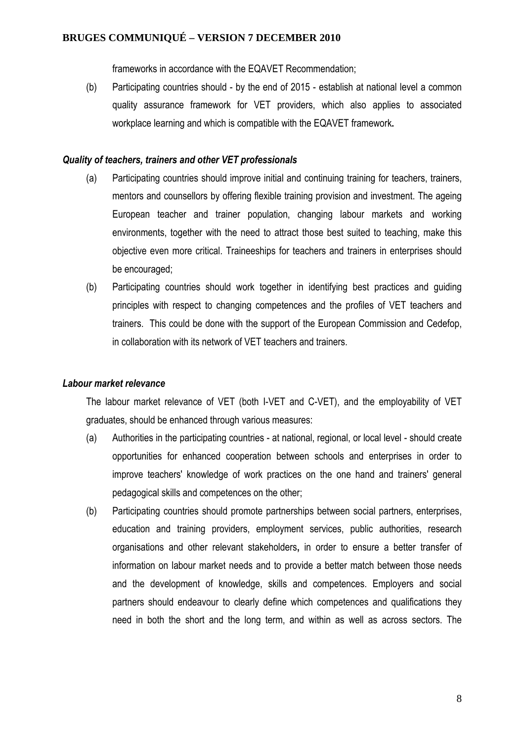frameworks in accordance with the EQAVET Recommendation;

(b) Participating countries should - by the end of 2015 - establish at national level a common quality assurance framework for VET providers, which also applies to associated workplace learning and which is compatible with the EQAVET framework**.**

***Quality of teachers, trainers and other VET professionals***

(a) Participating countries should improve initial and continuing training for teachers, trainers, mentors and counsellors by offering flexible training provision and investment. The ageing European teacher and trainer population, changing labour markets and working environments, together with the need to attract those best suited to teaching, make this objective even more critical. Traineeships for teachers and trainers in enterprises should be encouraged;

(b) Participating countries should work together in identifying best practices and guiding principles with respect to changing competences and the profiles of VET teachers and trainers. This could be done with the support of the European Commission and Cedefop, in collaboration with its network of VET teachers and trainers.

***Labour market relevance***

The labour market relevance of VET (both I-VET and C-VET), and the employability of VET graduates, should be enhanced through various measures:

(a) Authorities in the participating countries - at national, regional, or local level - should create opportunities for enhanced cooperation between schools and enterprises in order to improve teachers' knowledge of work practices on the one hand and trainers' general pedagogical skills and competences on the other;

(b) Participating countries should promote partnerships between social partners, enterprises, education and training providers, employment services, public authorities, research organisations and other relevant stakeholders**,** in order to ensure a better transfer of information on labour market needs and to provide a better match between those needs and the development of knowledge, skills and competences. Employers and social partners should endeavour to clearly define which competences and qualifications they need in both the short and the long term, and within as well as across sectors. The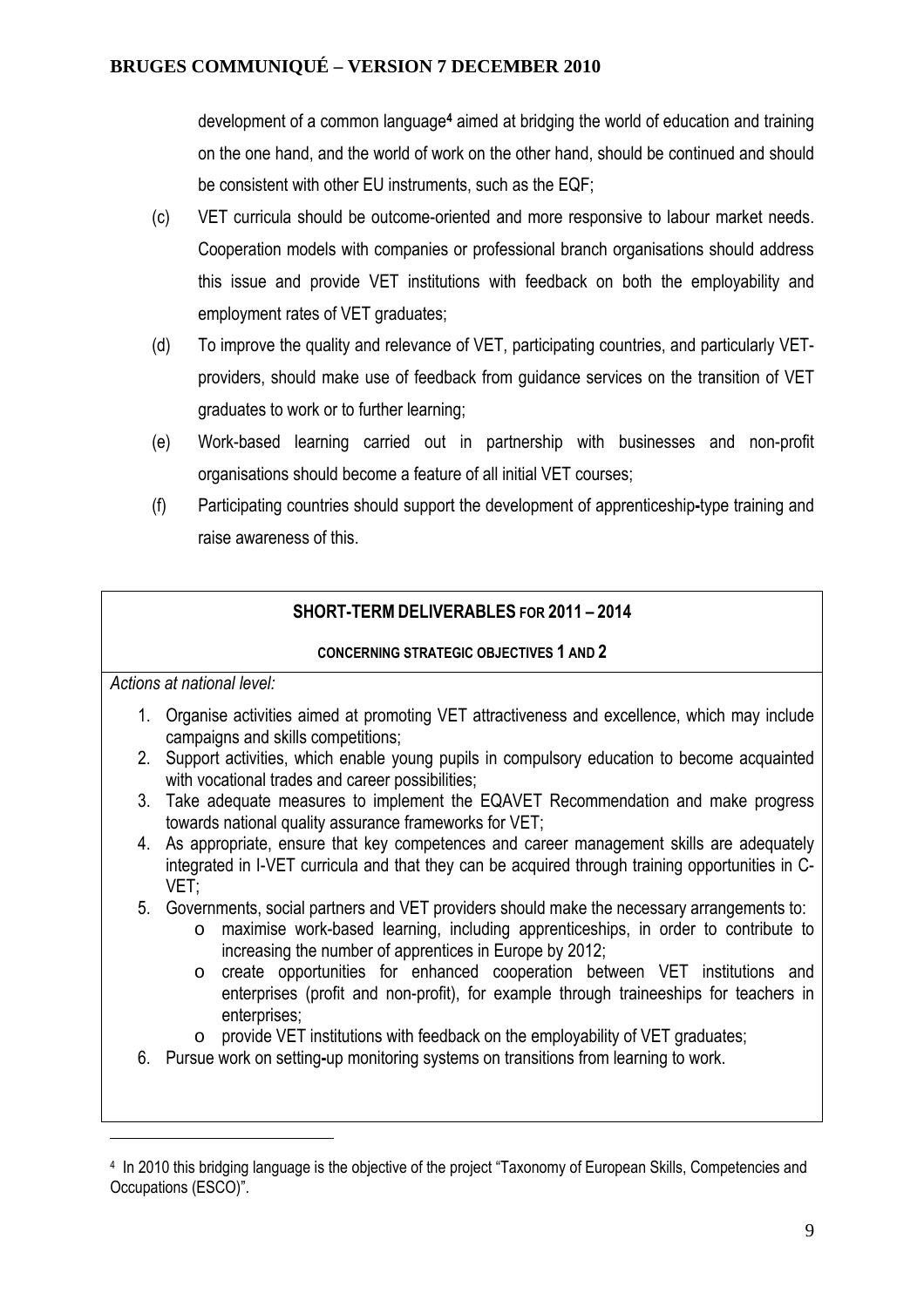development of a common language[4] aimed at bridging the world of education and training on the one hand, and the world of work on the other hand, should be continued and should be consistent with other EU instruments, such as the EQF;

(c) VET curricula should be outcome-oriented and more responsive to labour market needs. Cooperation models with companies or professional branch organisations should address this issue and provide VET institutions with feedback on both the employability and employment rates of VET graduates;

(d) To improve the quality and relevance of VET, participating countries, and particularly VET-providers, should make use of feedback from guidance services on the transition of VET graduates to work or to further learning;

(e) Work-based learning carried out in partnership with businesses and non-profit organisations should become a feature of all initial VET courses;

(f) Participating countries should support the development of apprenticeship-type training and raise awareness of this.

---

**SHORT-TERM DELIVERABLES FOR 2011 – 2014**

**CONCERNING STRATEGIC OBJECTIVES 1 AND 2**

*Actions at national level:*

1. Organise activities aimed at promoting VET attractiveness and excellence, which may include campaigns and skills competitions;
2. Support activities, which enable young pupils in compulsory education to become acquainted with vocational trades and career possibilities;
3. Take adequate measures to implement the EQAVET Recommendation and make progress towards national quality assurance frameworks for VET;
4. As appropriate, ensure that key competences and career management skills are adequately integrated in I-VET curricula and that they can be acquired through training opportunities in C-VET;
5. Governments, social partners and VET providers should make the necessary arrangements to:
   - maximise work-based learning, including apprenticeships, in order to contribute to increasing the number of apprentices in Europe by 2012;
   - create opportunities for enhanced cooperation between VET institutions and enterprises (profit and non-profit), for example through traineeships for teachers in enterprises;
   - provide VET institutions with feedback on the employability of VET graduates;
6. Pursue work on setting-up monitoring systems on transitions from learning to work.

---

[4] In 2010 this bridging language is the objective of the project "Taxonomy of European Skills, Competencies and Occupations (ESCO)".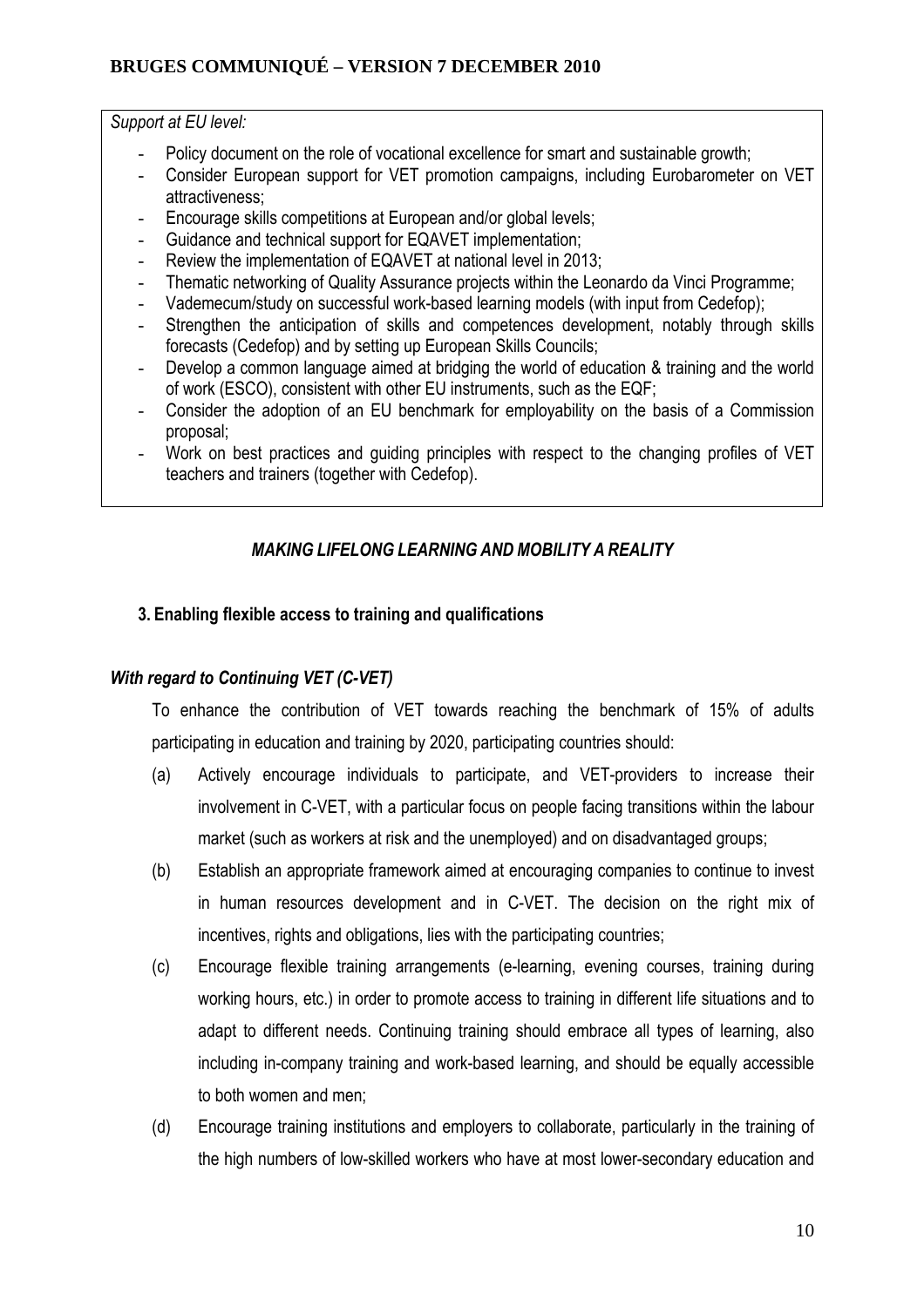*Support at EU level:*

- Policy document on the role of vocational excellence for smart and sustainable growth;
- Consider European support for VET promotion campaigns, including Eurobarometer on VET attractiveness;
- Encourage skills competitions at European and/or global levels;
- Guidance and technical support for EQAVET implementation;
- Review the implementation of EQAVET at national level in 2013;
- Thematic networking of Quality Assurance projects within the Leonardo da Vinci Programme;
- Vademecum/study on successful work-based learning models (with input from Cedefop);
- Strengthen the anticipation of skills and competences development, notably through skills forecasts (Cedefop) and by setting up European Skills Councils;
- Develop a common language aimed at bridging the world of education & training and the world of work (ESCO), consistent with other EU instruments, such as the EQF;
- Consider the adoption of an EU benchmark for employability on the basis of a Commission proposal;
- Work on best practices and guiding principles with respect to the changing profiles of VET teachers and trainers (together with Cedefop).

## *MAKING LIFELONG LEARNING AND MOBILITY A REALITY*

### 3. Enabling flexible access to training and qualifications

#### *With regard to Continuing VET (C-VET)*

To enhance the contribution of VET towards reaching the benchmark of 15% of adults participating in education and training by 2020, participating countries should:

(a) Actively encourage individuals to participate, and VET-providers to increase their involvement in C-VET, with a particular focus on people facing transitions within the labour market (such as workers at risk and the unemployed) and on disadvantaged groups;

(b) Establish an appropriate framework aimed at encouraging companies to continue to invest in human resources development and in C-VET. The decision on the right mix of incentives, rights and obligations, lies with the participating countries;

(c) Encourage flexible training arrangements (e-learning, evening courses, training during working hours, etc.) in order to promote access to training in different life situations and to adapt to different needs. Continuing training should embrace all types of learning, also including in-company training and work-based learning, and should be equally accessible to both women and men;

(d) Encourage training institutions and employers to collaborate, particularly in the training of the high numbers of low-skilled workers who have at most lower-secondary education and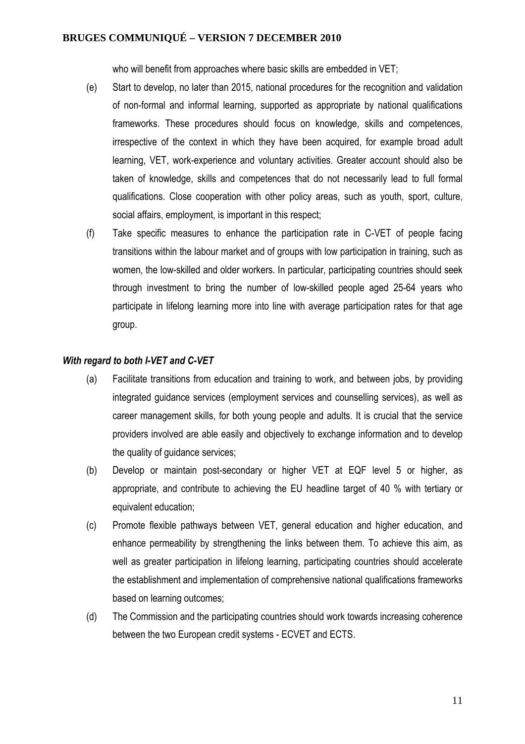who will benefit from approaches where basic skills are embedded in VET;

(e) Start to develop, no later than 2015, national procedures for the recognition and validation of non-formal and informal learning, supported as appropriate by national qualifications frameworks. These procedures should focus on knowledge, skills and competences, irrespective of the context in which they have been acquired, for example broad adult learning, VET, work-experience and voluntary activities. Greater account should also be taken of knowledge, skills and competences that do not necessarily lead to full formal qualifications. Close cooperation with other policy areas, such as youth, sport, culture, social affairs, employment, is important in this respect;

(f) Take specific measures to enhance the participation rate in C-VET of people facing transitions within the labour market and of groups with low participation in training, such as women, the low-skilled and older workers. In particular, participating countries should seek through investment to bring the number of low-skilled people aged 25-64 years who participate in lifelong learning more into line with average participation rates for that age group.

***With regard to both I-VET and C-VET***

(a) Facilitate transitions from education and training to work, and between jobs, by providing integrated guidance services (employment services and counselling services), as well as career management skills, for both young people and adults. It is crucial that the service providers involved are able easily and objectively to exchange information and to develop the quality of guidance services;

(b) Develop or maintain post-secondary or higher VET at EQF level 5 or higher, as appropriate, and contribute to achieving the EU headline target of 40 % with tertiary or equivalent education;

(c) Promote flexible pathways between VET, general education and higher education, and enhance permeability by strengthening the links between them. To achieve this aim, as well as greater participation in lifelong learning, participating countries should accelerate the establishment and implementation of comprehensive national qualifications frameworks based on learning outcomes;

(d) The Commission and the participating countries should work towards increasing coherence between the two European credit systems - ECVET and ECTS.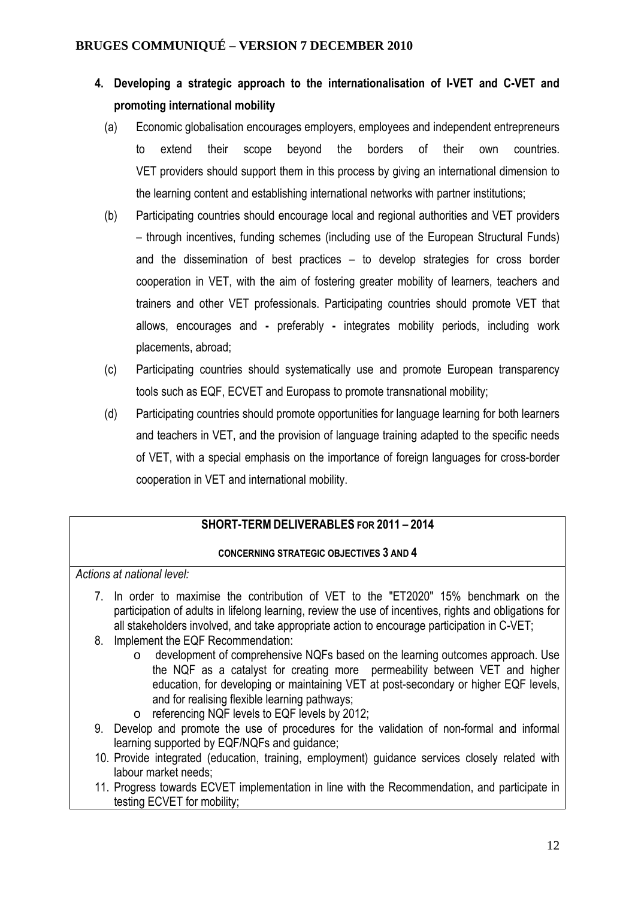4. **Developing a strategic approach to the internationalisation of I-VET and C-VET and promoting international mobility**

   (a) Economic globalisation encourages employers, employees and independent entrepreneurs to extend their scope beyond the borders of their own countries. VET providers should support them in this process by giving an international dimension to the learning content and establishing international networks with partner institutions;

   (b) Participating countries should encourage local and regional authorities and VET providers – through incentives, funding schemes (including use of the European Structural Funds) and the dissemination of best practices – to develop strategies for cross border cooperation in VET, with the aim of fostering greater mobility of learners, teachers and trainers and other VET professionals. Participating countries should promote VET that allows, encourages and - preferably - integrates mobility periods, including work placements, abroad;

   (c) Participating countries should systematically use and promote European transparency tools such as EQF, ECVET and Europass to promote transnational mobility;

   (d) Participating countries should promote opportunities for language learning for both learners and teachers in VET, and the provision of language training adapted to the specific needs of VET, with a special emphasis on the importance of foreign languages for cross-border cooperation in VET and international mobility.

---

**SHORT-TERM DELIVERABLES FOR 2011 – 2014**

**CONCERNING STRATEGIC OBJECTIVES 3 AND 4**

*Actions at national level:*

7. In order to maximise the contribution of VET to the "ET2020" 15% benchmark on the participation of adults in lifelong learning, review the use of incentives, rights and obligations for all stakeholders involved, and take appropriate action to encourage participation in C-VET;
8. Implement the EQF Recommendation:
   - development of comprehensive NQFs based on the learning outcomes approach. Use the NQF as a catalyst for creating more permeability between VET and higher education, for developing or maintaining VET at post-secondary or higher EQF levels, and for realising flexible learning pathways;
   - referencing NQF levels to EQF levels by 2012;
9. Develop and promote the use of procedures for the validation of non-formal and informal learning supported by EQF/NQFs and guidance;
10. Provide integrated (education, training, employment) guidance services closely related with labour market needs;
11. Progress towards ECVET implementation in line with the Recommendation, and participate in testing ECVET for mobility;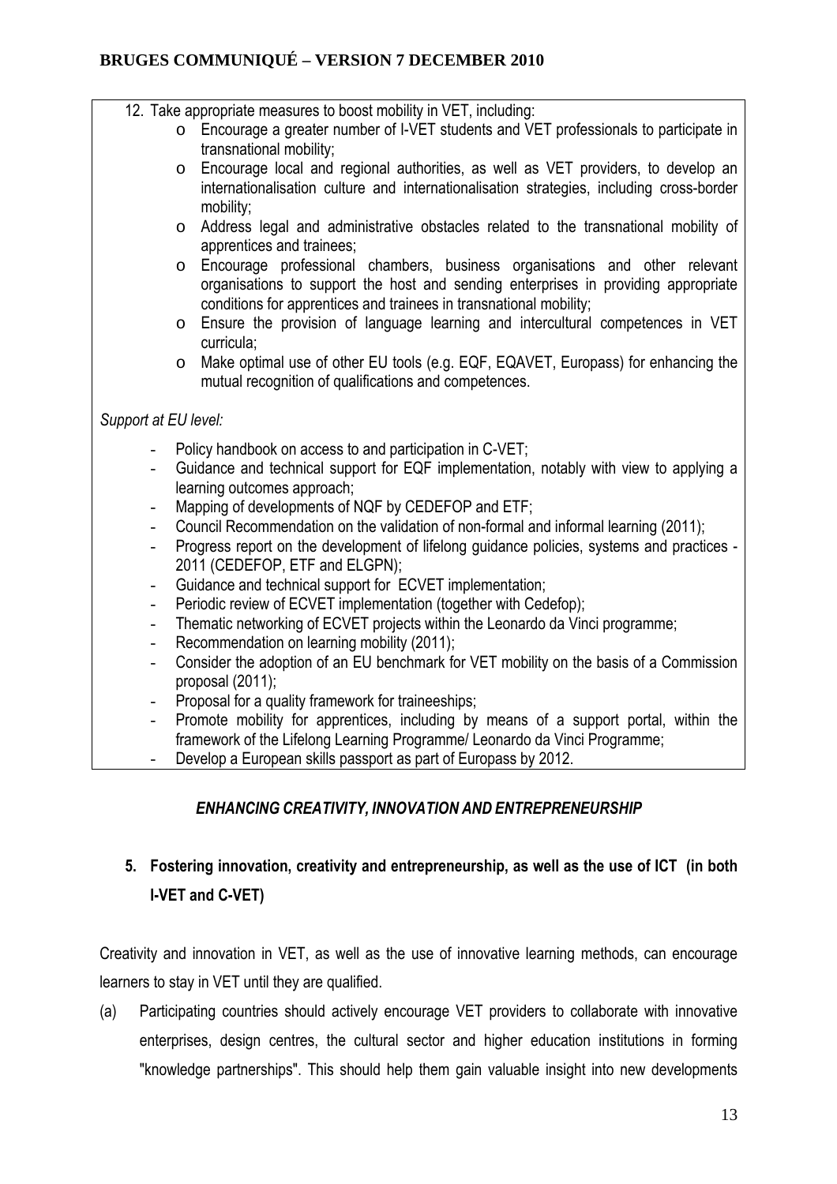12. Take appropriate measures to boost mobility in VET, including:
    - Encourage a greater number of I-VET students and VET professionals to participate in transnational mobility;
    - Encourage local and regional authorities, as well as VET providers, to develop an internationalisation culture and internationalisation strategies, including cross-border mobility;
    - Address legal and administrative obstacles related to the transnational mobility of apprentices and trainees;
    - Encourage professional chambers, business organisations and other relevant organisations to support the host and sending enterprises in providing appropriate conditions for apprentices and trainees in transnational mobility;
    - Ensure the provision of language learning and intercultural competences in VET curricula;
    - Make optimal use of other EU tools (e.g. EQF, EQAVET, Europass) for enhancing the mutual recognition of qualifications and competences.

*Support at EU level:*

- Policy handbook on access to and participation in C-VET;
- Guidance and technical support for EQF implementation, notably with view to applying a learning outcomes approach;
- Mapping of developments of NQF by CEDEFOP and ETF;
- Council Recommendation on the validation of non-formal and informal learning (2011);
- Progress report on the development of lifelong guidance policies, systems and practices - 2011 (CEDEFOP, ETF and ELGPN);
- Guidance and technical support for ECVET implementation;
- Periodic review of ECVET implementation (together with Cedefop);
- Thematic networking of ECVET projects within the Leonardo da Vinci programme;
- Recommendation on learning mobility (2011);
- Consider the adoption of an EU benchmark for VET mobility on the basis of a Commission proposal (2011);
- Proposal for a quality framework for traineeships;
- Promote mobility for apprentices, including by means of a support portal, within the framework of the Lifelong Learning Programme/ Leonardo da Vinci Programme;
- Develop a European skills passport as part of Europass by 2012.

## *ENHANCING CREATIVITY, INNOVATION AND ENTREPRENEURSHIP*

### 5. Fostering innovation, creativity and entrepreneurship, as well as the use of ICT (in both I-VET and C-VET)

Creativity and innovation in VET, as well as the use of innovative learning methods, can encourage learners to stay in VET until they are qualified.

(a) Participating countries should actively encourage VET providers to collaborate with innovative enterprises, design centres, the cultural sector and higher education institutions in forming "knowledge partnerships". This should help them gain valuable insight into new developments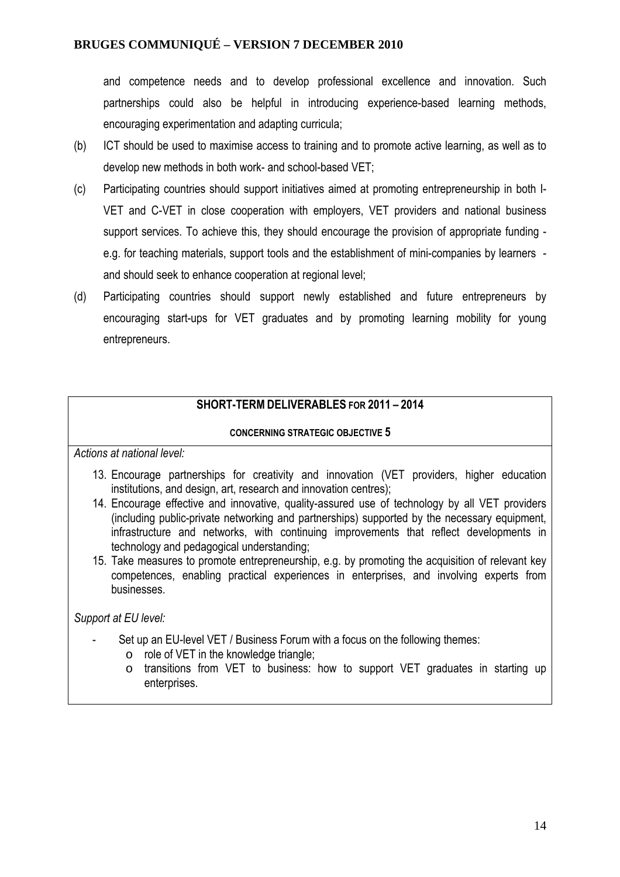and competence needs and to develop professional excellence and innovation. Such partnerships could also be helpful in introducing experience-based learning methods, encouraging experimentation and adapting curricula;

(b) ICT should be used to maximise access to training and to promote active learning, as well as to develop new methods in both work- and school-based VET;

(c) Participating countries should support initiatives aimed at promoting entrepreneurship in both I-VET and C-VET in close cooperation with employers, VET providers and national business support services. To achieve this, they should encourage the provision of appropriate funding - e.g. for teaching materials, support tools and the establishment of mini-companies by learners - and should seek to enhance cooperation at regional level;

(d) Participating countries should support newly established and future entrepreneurs by encouraging start-ups for VET graduates and by promoting learning mobility for young entrepreneurs.

**SHORT-TERM DELIVERABLES FOR 2011 – 2014**

**CONCERNING STRATEGIC OBJECTIVE 5**

*Actions at national level:*

13. Encourage partnerships for creativity and innovation (VET providers, higher education institutions, and design, art, research and innovation centres);
14. Encourage effective and innovative, quality-assured use of technology by all VET providers (including public-private networking and partnerships) supported by the necessary equipment, infrastructure and networks, with continuing improvements that reflect developments in technology and pedagogical understanding;
15. Take measures to promote entrepreneurship, e.g. by promoting the acquisition of relevant key competences, enabling practical experiences in enterprises, and involving experts from businesses.

*Support at EU level:*

- Set up an EU-level VET / Business Forum with a focus on the following themes:
  - role of VET in the knowledge triangle;
  - transitions from VET to business: how to support VET graduates in starting up enterprises.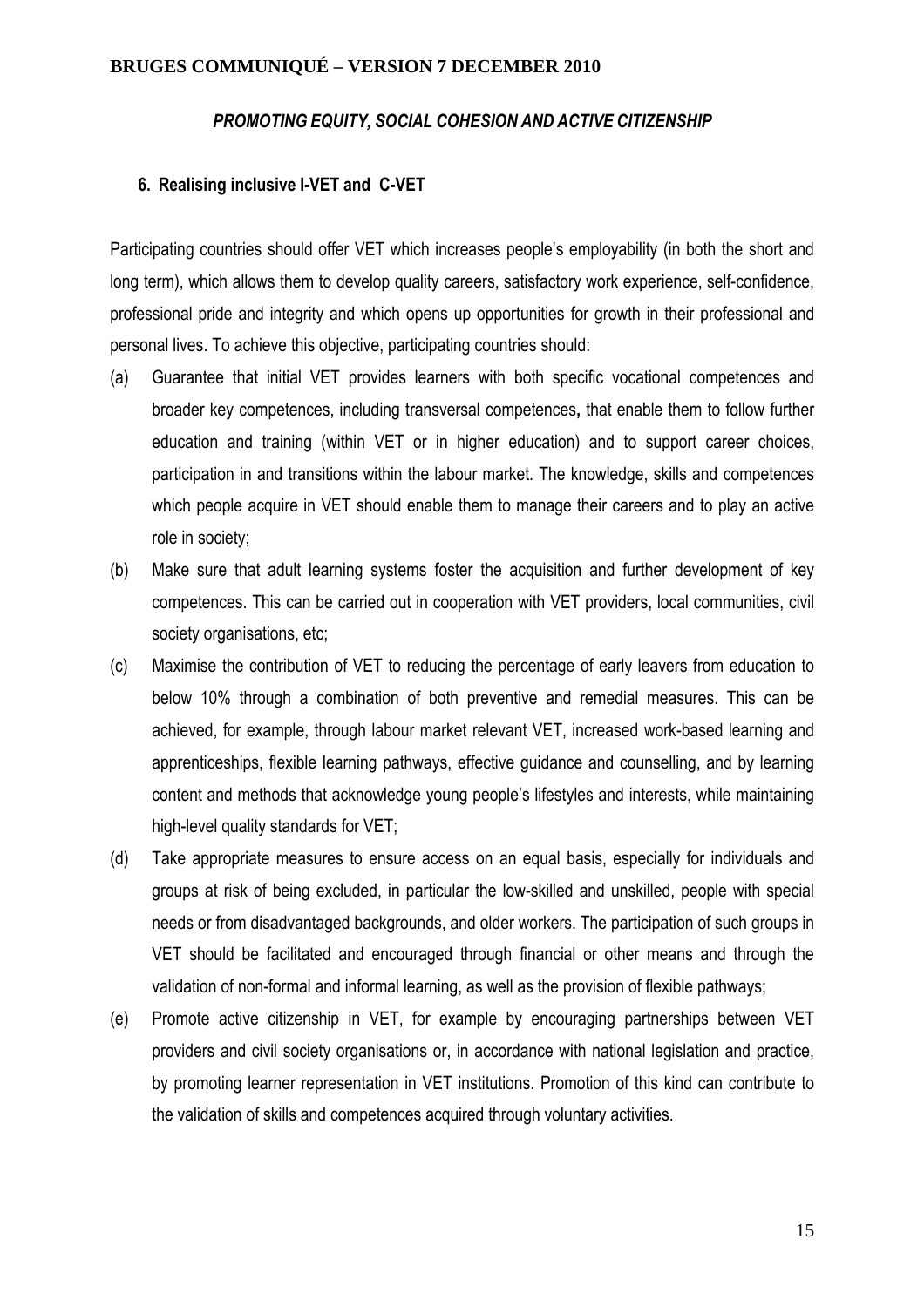*PROMOTING EQUITY, SOCIAL COHESION AND ACTIVE CITIZENSHIP*

**6. Realising inclusive I-VET and C-VET**

Participating countries should offer VET which increases people's employability (in both the short and long term), which allows them to develop quality careers, satisfactory work experience, self-confidence, professional pride and integrity and which opens up opportunities for growth in their professional and personal lives. To achieve this objective, participating countries should:

(a) Guarantee that initial VET provides learners with both specific vocational competences and broader key competences, including transversal competences**,** that enable them to follow further education and training (within VET or in higher education) and to support career choices, participation in and transitions within the labour market. The knowledge, skills and competences which people acquire in VET should enable them to manage their careers and to play an active role in society;

(b) Make sure that adult learning systems foster the acquisition and further development of key competences. This can be carried out in cooperation with VET providers, local communities, civil society organisations, etc;

(c) Maximise the contribution of VET to reducing the percentage of early leavers from education to below 10% through a combination of both preventive and remedial measures. This can be achieved, for example, through labour market relevant VET, increased work-based learning and apprenticeships, flexible learning pathways, effective guidance and counselling, and by learning content and methods that acknowledge young people's lifestyles and interests, while maintaining high-level quality standards for VET;

(d) Take appropriate measures to ensure access on an equal basis, especially for individuals and groups at risk of being excluded, in particular the low-skilled and unskilled, people with special needs or from disadvantaged backgrounds, and older workers. The participation of such groups in VET should be facilitated and encouraged through financial or other means and through the validation of non-formal and informal learning, as well as the provision of flexible pathways;

(e) Promote active citizenship in VET, for example by encouraging partnerships between VET providers and civil society organisations or, in accordance with national legislation and practice, by promoting learner representation in VET institutions. Promotion of this kind can contribute to the validation of skills and competences acquired through voluntary activities.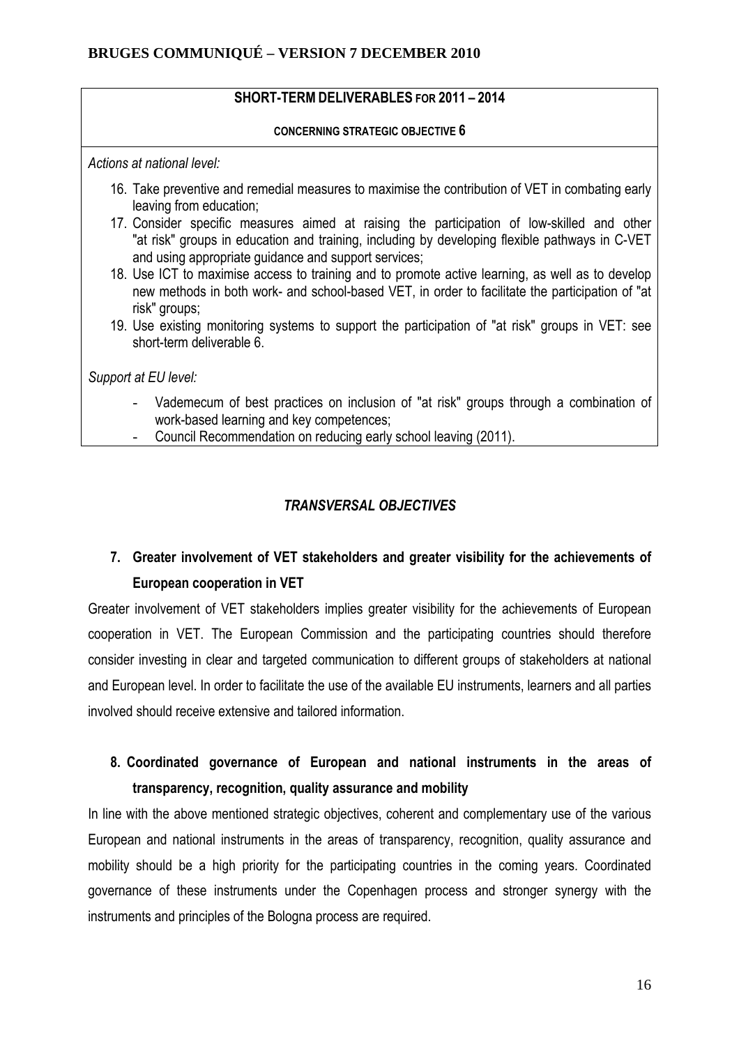**SHORT-TERM DELIVERABLES FOR 2011 – 2014**

**CONCERNING STRATEGIC OBJECTIVE 6**

*Actions at national level:*

16. Take preventive and remedial measures to maximise the contribution of VET in combating early leaving from education;
17. Consider specific measures aimed at raising the participation of low-skilled and other "at risk" groups in education and training, including by developing flexible pathways in C-VET and using appropriate guidance and support services;
18. Use ICT to maximise access to training and to promote active learning, as well as to develop new methods in both work- and school-based VET, in order to facilitate the participation of "at risk" groups;
19. Use existing monitoring systems to support the participation of "at risk" groups in VET: see short-term deliverable 6.

*Support at EU level:*

- Vademecum of best practices on inclusion of "at risk" groups through a combination of work-based learning and key competences;
- Council Recommendation on reducing early school leaving (2011).

## *TRANSVERSAL OBJECTIVES*

### 7. Greater involvement of VET stakeholders and greater visibility for the achievements of European cooperation in VET

Greater involvement of VET stakeholders implies greater visibility for the achievements of European cooperation in VET. The European Commission and the participating countries should therefore consider investing in clear and targeted communication to different groups of stakeholders at national and European level. In order to facilitate the use of the available EU instruments, learners and all parties involved should receive extensive and tailored information.

### 8. Coordinated governance of European and national instruments in the areas of transparency, recognition, quality assurance and mobility

In line with the above mentioned strategic objectives, coherent and complementary use of the various European and national instruments in the areas of transparency, recognition, quality assurance and mobility should be a high priority for the participating countries in the coming years. Coordinated governance of these instruments under the Copenhagen process and stronger synergy with the instruments and principles of the Bologna process are required.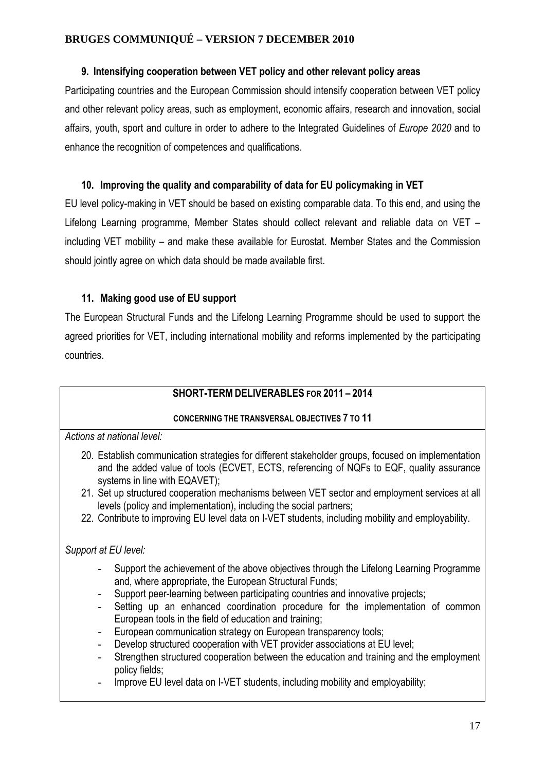### 9. Intensifying cooperation between VET policy and other relevant policy areas

Participating countries and the European Commission should intensify cooperation between VET policy and other relevant policy areas, such as employment, economic affairs, research and innovation, social affairs, youth, sport and culture in order to adhere to the Integrated Guidelines of *Europe 2020* and to enhance the recognition of competences and qualifications.

### 10. Improving the quality and comparability of data for EU policymaking in VET

EU level policy-making in VET should be based on existing comparable data. To this end, and using the Lifelong Learning programme, Member States should collect relevant and reliable data on VET – including VET mobility – and make these available for Eurostat. Member States and the Commission should jointly agree on which data should be made available first.

### 11. Making good use of EU support

The European Structural Funds and the Lifelong Learning Programme should be used to support the agreed priorities for VET, including international mobility and reforms implemented by the participating countries.

---

**SHORT-TERM DELIVERABLES FOR 2011 – 2014**

**CONCERNING THE TRANSVERSAL OBJECTIVES 7 TO 11**

*Actions at national level:*

20. Establish communication strategies for different stakeholder groups, focused on implementation and the added value of tools (ECVET, ECTS, referencing of NQFs to EQF, quality assurance systems in line with EQAVET);
21. Set up structured cooperation mechanisms between VET sector and employment services at all levels (policy and implementation), including the social partners;
22. Contribute to improving EU level data on I-VET students, including mobility and employability.

*Support at EU level:*

- Support the achievement of the above objectives through the Lifelong Learning Programme and, where appropriate, the European Structural Funds;
- Support peer-learning between participating countries and innovative projects;
- Setting up an enhanced coordination procedure for the implementation of common European tools in the field of education and training;
- European communication strategy on European transparency tools;
- Develop structured cooperation with VET provider associations at EU level;
- Strengthen structured cooperation between the education and training and the employment policy fields;
- Improve EU level data on I-VET students, including mobility and employability;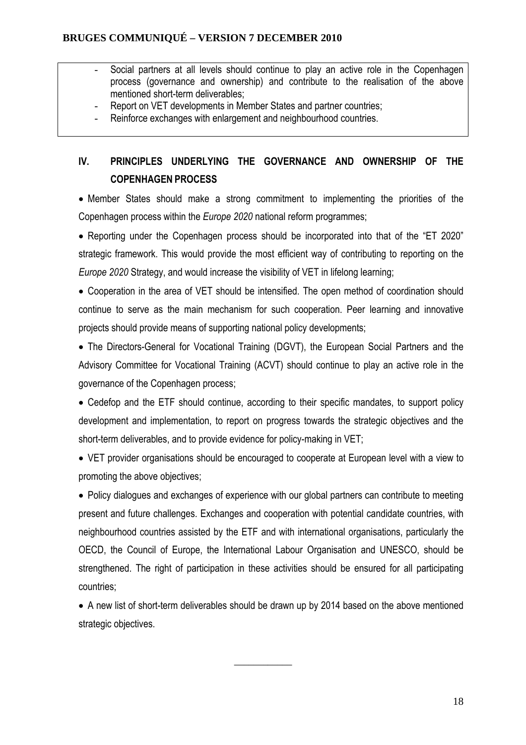- Social partners at all levels should continue to play an active role in the Copenhagen process (governance and ownership) and contribute to the realisation of the above mentioned short-term deliverables;
- Report on VET developments in Member States and partner countries;
- Reinforce exchanges with enlargement and neighbourhood countries.

## IV. PRINCIPLES UNDERLYING THE GOVERNANCE AND OWNERSHIP OF THE COPENHAGEN PROCESS

- Member States should make a strong commitment to implementing the priorities of the Copenhagen process within the *Europe 2020* national reform programmes;
- Reporting under the Copenhagen process should be incorporated into that of the "ET 2020" strategic framework. This would provide the most efficient way of contributing to reporting on the *Europe 2020* Strategy, and would increase the visibility of VET in lifelong learning;
- Cooperation in the area of VET should be intensified. The open method of coordination should continue to serve as the main mechanism for such cooperation. Peer learning and innovative projects should provide means of supporting national policy developments;
- The Directors-General for Vocational Training (DGVT), the European Social Partners and the Advisory Committee for Vocational Training (ACVT) should continue to play an active role in the governance of the Copenhagen process;
- Cedefop and the ETF should continue, according to their specific mandates, to support policy development and implementation, to report on progress towards the strategic objectives and the short-term deliverables, and to provide evidence for policy-making in VET;
- VET provider organisations should be encouraged to cooperate at European level with a view to promoting the above objectives;
- Policy dialogues and exchanges of experience with our global partners can contribute to meeting present and future challenges. Exchanges and cooperation with potential candidate countries, with neighbourhood countries assisted by the ETF and with international organisations, particularly the OECD, the Council of Europe, the International Labour Organisation and UNESCO, should be strengthened. The right of participation in these activities should be ensured for all participating countries;
- A new list of short-term deliverables should be drawn up by 2014 based on the above mentioned strategic objectives.

___________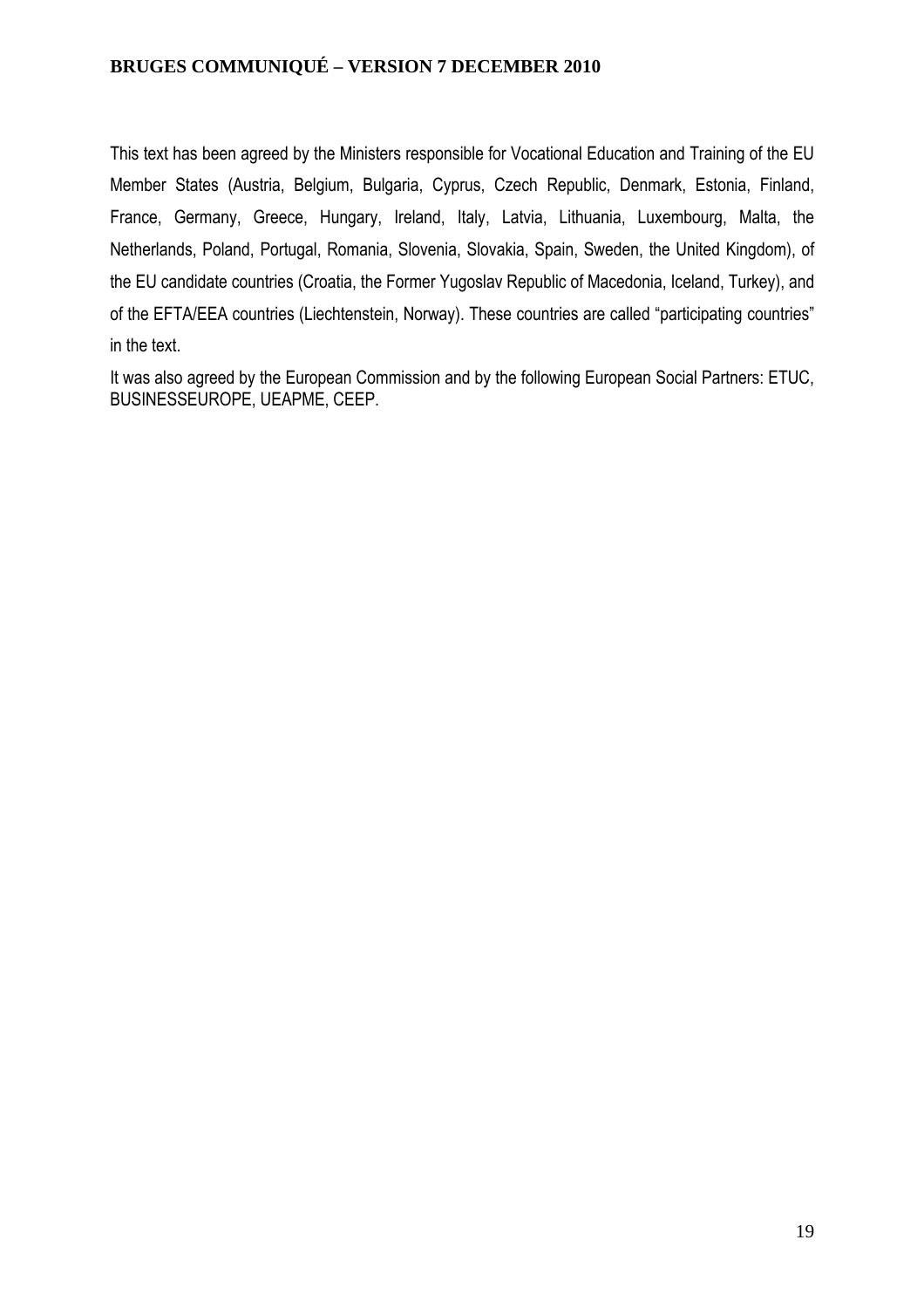This text has been agreed by the Ministers responsible for Vocational Education and Training of the EU Member States (Austria, Belgium, Bulgaria, Cyprus, Czech Republic, Denmark, Estonia, Finland, France, Germany, Greece, Hungary, Ireland, Italy, Latvia, Lithuania, Luxembourg, Malta, the Netherlands, Poland, Portugal, Romania, Slovenia, Slovakia, Spain, Sweden, the United Kingdom), of the EU candidate countries (Croatia, the Former Yugoslav Republic of Macedonia, Iceland, Turkey), and of the EFTA/EEA countries (Liechtenstein, Norway). These countries are called "participating countries" in the text.

It was also agreed by the European Commission and by the following European Social Partners: ETUC, BUSINESSEUROPE, UEAPME, CEEP.